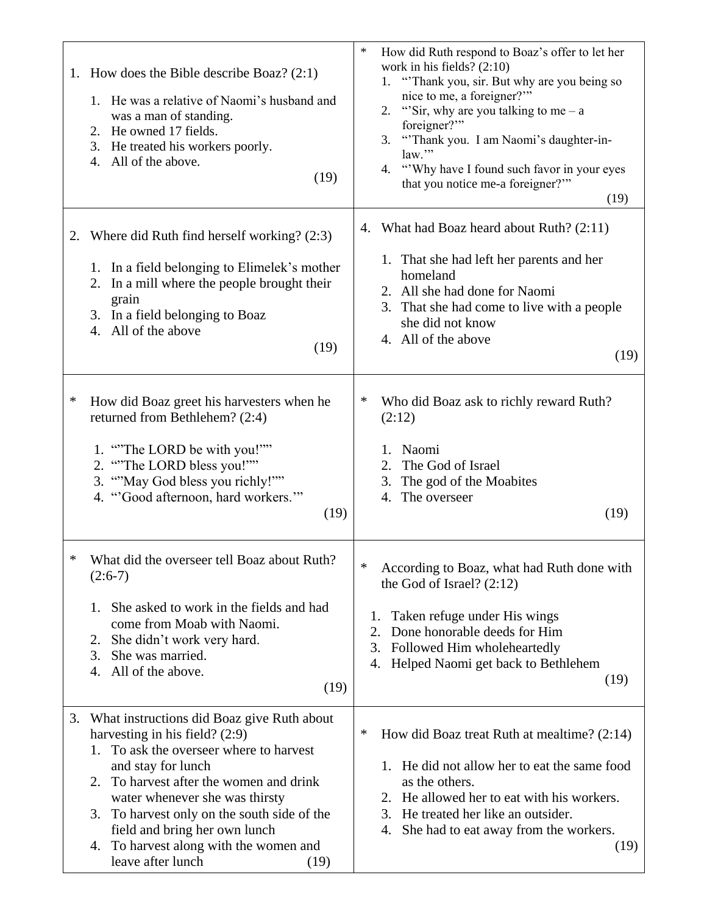1. How does the Bible describe Boaz? (2:1)

   1. He was a relative of Naomi's husband and was a man of standing.
   2. He owned 17 fields.
   3. He treated his workers poorly.
   4. All of the above.

   (19)

2. Where did Ruth find herself working? (2:3)

   1. In a field belonging to Elimelek's mother
   2. In a mill where the people brought their grain
   3. In a field belonging to Boaz
   4. All of the above

   (19)

\* How did Boaz greet his harvesters when he returned from Bethlehem? (2:4)

   1. ""The LORD be with you!""
   2. ""The LORD bless you!""
   3. ""May God bless you richly!""
   4. "'Good afternoon, hard workers.'"

   (19)

\* What did the overseer tell Boaz about Ruth? (2:6-7)

   1. She asked to work in the fields and had come from Moab with Naomi.
   2. She didn't work very hard.
   3. She was married.
   4. All of the above.

   (19)

3. What instructions did Boaz give Ruth about harvesting in his field? (2:9)

   1. To ask the overseer where to harvest and stay for lunch
   2. To harvest after the women and drink water whenever she was thirsty
   3. To harvest only on the south side of the field and bring her own lunch
   4. To harvest along with the women and leave after lunch

   (19)

\* How did Ruth respond to Boaz's offer to let her work in his fields? (2:10)

   1. "'Thank you, sir. But why are you being so nice to me, a foreigner?'"
   2. "'Sir, why are you talking to me – a foreigner?'"
   3. "'Thank you. I am Naomi's daughter-in-law.'"
   4. "'Why have I found such favor in your eyes that you notice me-a foreigner?'"

   (19)

4. What had Boaz heard about Ruth? (2:11)

   1. That she had left her parents and her homeland
   2. All she had done for Naomi
   3. That she had come to live with a people she did not know
   4. All of the above

   (19)

\* Who did Boaz ask to richly reward Ruth? (2:12)

   1. Naomi
   2. The God of Israel
   3. The god of the Moabites
   4. The overseer

   (19)

\* According to Boaz, what had Ruth done with the God of Israel? (2:12)

   1. Taken refuge under His wings
   2. Done honorable deeds for Him
   3. Followed Him wholeheartedly
   4. Helped Naomi get back to Bethlehem

   (19)

\* How did Boaz treat Ruth at mealtime? (2:14)

   1. He did not allow her to eat the same food as the others.
   2. He allowed her to eat with his workers.
   3. He treated her like an outsider.
   4. She had to eat away from the workers.

   (19)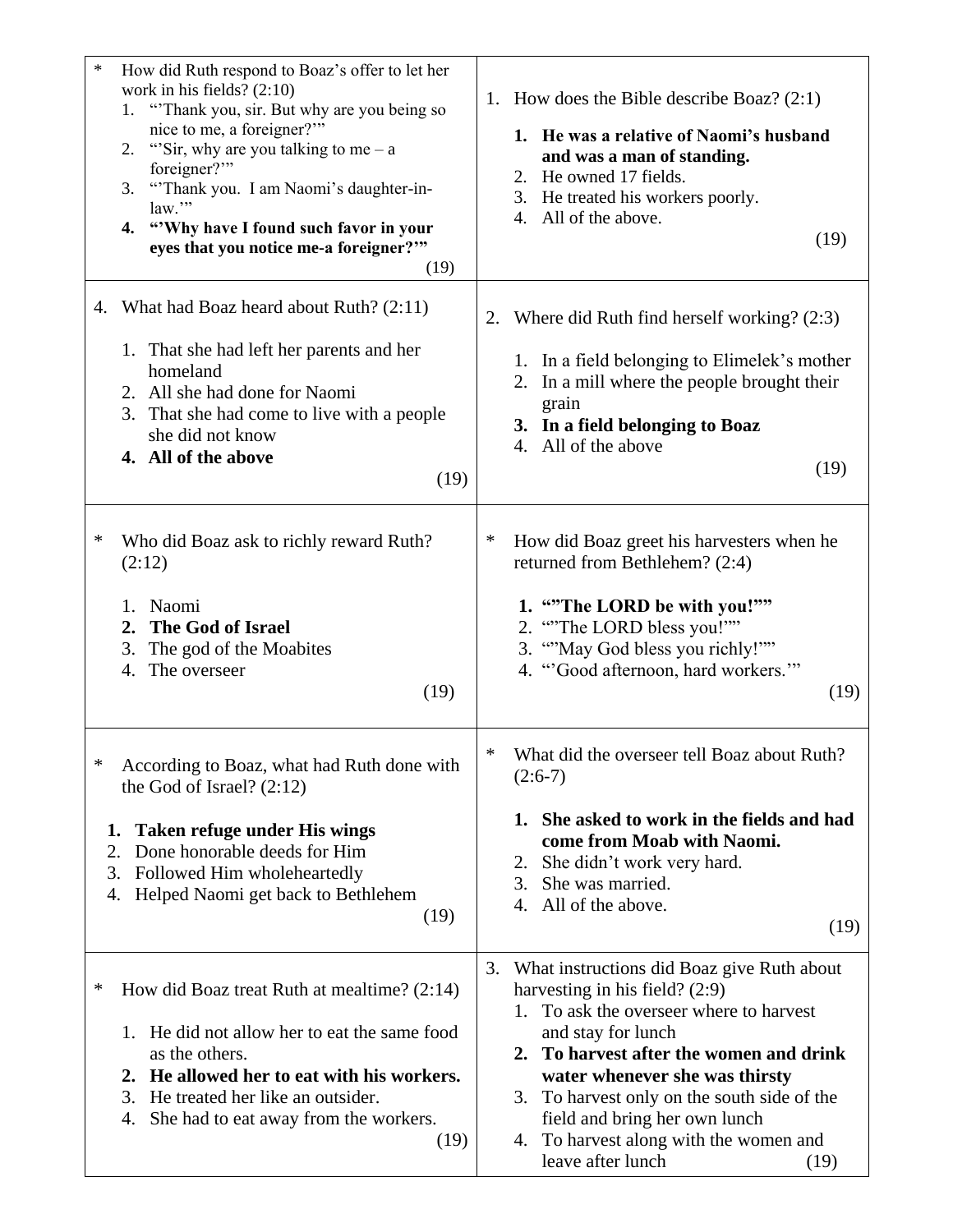| | |
|---|---|
| * How did Ruth respond to Boaz's offer to let her work in his fields? (2:10)<br>1. "'Thank you, sir. But why are you being so nice to me, a foreigner?'"<br>2. "'Sir, why are you talking to me – a foreigner?'"<br>3. "'Thank you. I am Naomi's daughter-in-law.'"<br>**4. "'Why have I found such favor in your eyes that you notice me-a foreigner?'"**<br>(19) | 1. How does the Bible describe Boaz? (2:1)<br>**1. He was a relative of Naomi's husband and was a man of standing.**<br>2. He owned 17 fields.<br>3. He treated his workers poorly.<br>4. All of the above.<br>(19) |
| 4. What had Boaz heard about Ruth? (2:11)<br>1. That she had left her parents and her homeland<br>2. All she had done for Naomi<br>3. That she had come to live with a people she did not know<br>**4. All of the above**<br>(19) | 2. Where did Ruth find herself working? (2:3)<br>1. In a field belonging to Elimelek's mother<br>2. In a mill where the people brought their grain<br>**3. In a field belonging to Boaz**<br>4. All of the above<br>(19) |
| * Who did Boaz ask to richly reward Ruth? (2:12)<br>1. Naomi<br>**2. The God of Israel**<br>3. The god of the Moabites<br>4. The overseer<br>(19) | * How did Boaz greet his harvesters when he returned from Bethlehem? (2:4)<br>**1. ""The LORD be with you!""**<br>2. ""The LORD bless you!""<br>3. ""May God bless you richly!""<br>4. "'Good afternoon, hard workers.'"<br>(19) |
| * According to Boaz, what had Ruth done with the God of Israel? (2:12)<br>**1. Taken refuge under His wings**<br>2. Done honorable deeds for Him<br>3. Followed Him wholeheartedly<br>4. Helped Naomi get back to Bethlehem<br>(19) | * What did the overseer tell Boaz about Ruth? (2:6-7)<br>**1. She asked to work in the fields and had come from Moab with Naomi.**<br>2. She didn't work very hard.<br>3. She was married.<br>4. All of the above.<br>(19) |
| * How did Boaz treat Ruth at mealtime? (2:14)<br>1. He did not allow her to eat the same food as the others.<br>**2. He allowed her to eat with his workers.**<br>3. He treated her like an outsider.<br>4. She had to eat away from the workers.<br>(19) | 3. What instructions did Boaz give Ruth about harvesting in his field? (2:9)<br>1. To ask the overseer where to harvest and stay for lunch<br>**2. To harvest after the women and drink water whenever she was thirsty**<br>3. To harvest only on the south side of the field and bring her own lunch<br>4. To harvest along with the women and leave after lunch<br>(19) |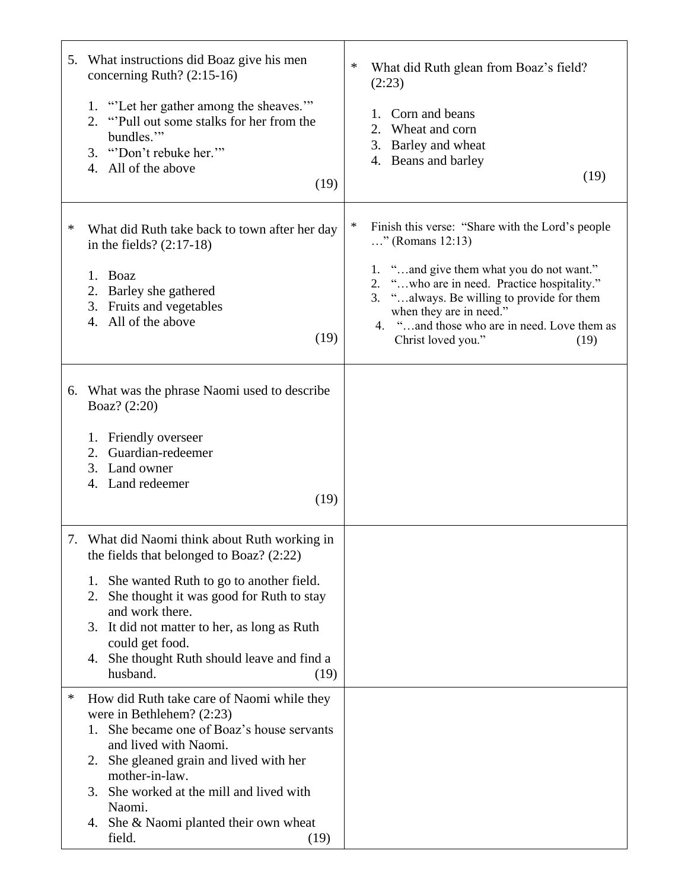5. What instructions did Boaz give his men concerning Ruth? (2:15-16)

   1. "'Let her gather among the sheaves.'"
   2. "'Pull out some stalks for her from the bundles.'"
   3. "'Don't rebuke her.'"
   4. All of the above

   (19)

\* What did Ruth take back to town after her day in the fields? (2:17-18)

   1. Boaz
   2. Barley she gathered
   3. Fruits and vegetables
   4. All of the above

   (19)

6. What was the phrase Naomi used to describe Boaz? (2:20)

   1. Friendly overseer
   2. Guardian-redeemer
   3. Land owner
   4. Land redeemer

   (19)

7. What did Naomi think about Ruth working in the fields that belonged to Boaz? (2:22)

   1. She wanted Ruth to go to another field.
   2. She thought it was good for Ruth to stay and work there.
   3. It did not matter to her, as long as Ruth could get food.
   4. She thought Ruth should leave and find a husband.

   (19)

\* How did Ruth take care of Naomi while they were in Bethlehem? (2:23)

   1. She became one of Boaz's house servants and lived with Naomi.
   2. She gleaned grain and lived with her mother-in-law.
   3. She worked at the mill and lived with Naomi.
   4. She & Naomi planted their own wheat field.

   (19)

\* What did Ruth glean from Boaz's field? (2:23)

   1. Corn and beans
   2. Wheat and corn
   3. Barley and wheat
   4. Beans and barley

   (19)

\* Finish this verse: "Share with the Lord's people …" (Romans 12:13)

   1. "…and give them what you do not want."
   2. "…who are in need. Practice hospitality."
   3. "…always. Be willing to provide for them when they are in need."
   4. "…and those who are in need. Love them as Christ loved you."

   (19)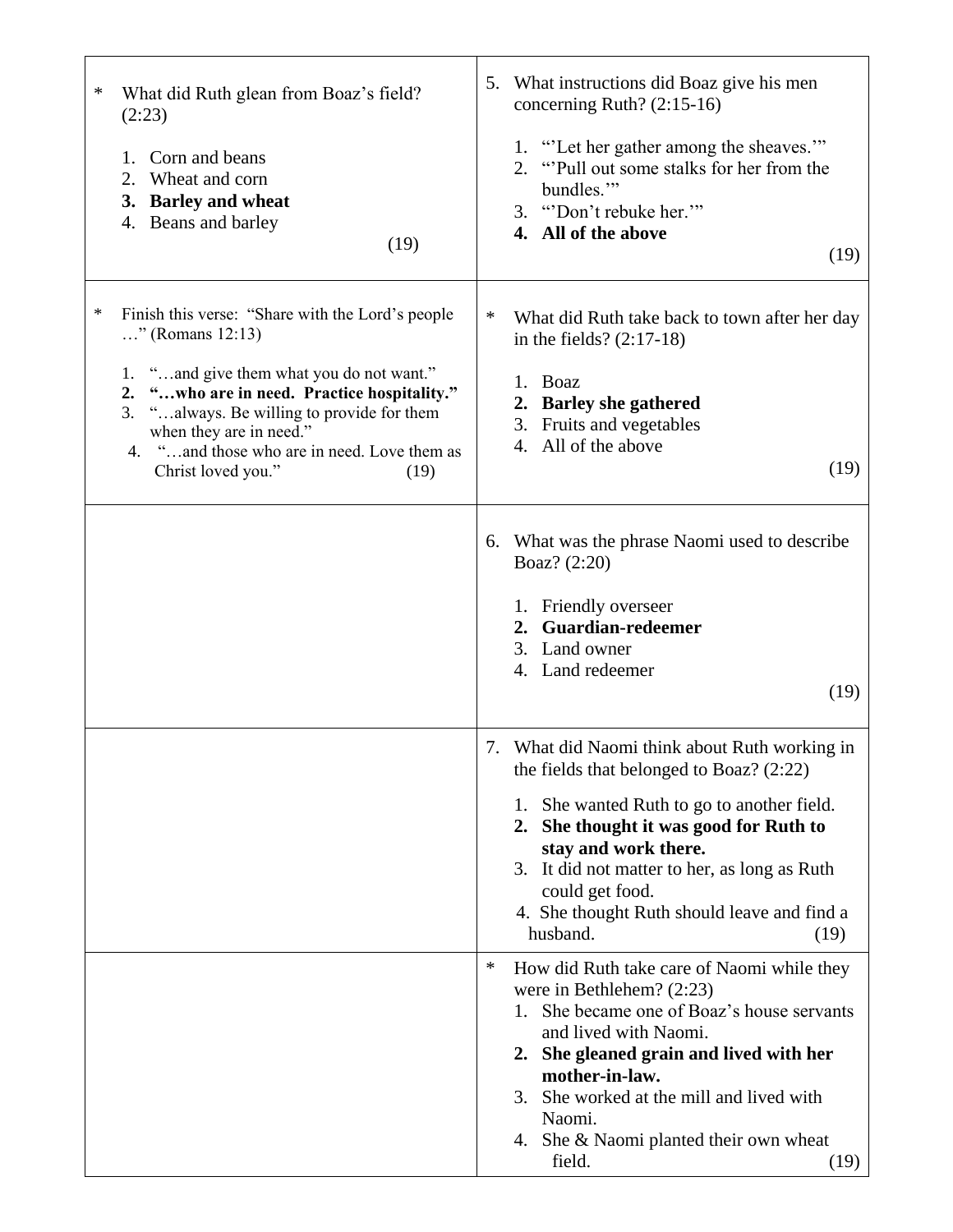\* What did Ruth glean from Boaz's field? (2:23)

1. Corn and beans
2. Wheat and corn
3. **Barley and wheat**
4. Beans and barley

(19)

---

5. What instructions did Boaz give his men concerning Ruth? (2:15-16)

1. "'Let her gather among the sheaves.'"
2. "'Pull out some stalks for her from the bundles.'"
3. "'Don't rebuke her.'"
4. **All of the above**

(19)

---

\* Finish this verse: "Share with the Lord's people …" (Romans 12:13)

1. "…and give them what you do not want."
2. **"…who are in need. Practice hospitality."**
3. "…always. Be willing to provide for them when they are in need."
4. "…and those who are in need. Love them as Christ loved you."

(19)

---

\* What did Ruth take back to town after her day in the fields? (2:17-18)

1. Boaz
2. **Barley she gathered**
3. Fruits and vegetables
4. All of the above

(19)

---

6. What was the phrase Naomi used to describe Boaz? (2:20)

1. Friendly overseer
2. **Guardian-redeemer**
3. Land owner
4. Land redeemer

(19)

---

7. What did Naomi think about Ruth working in the fields that belonged to Boaz? (2:22)

1. She wanted Ruth to go to another field.
2. **She thought it was good for Ruth to stay and work there.**
3. It did not matter to her, as long as Ruth could get food.
4. She thought Ruth should leave and find a husband.

(19)

---

\* How did Ruth take care of Naomi while they were in Bethlehem? (2:23)

1. She became one of Boaz's house servants and lived with Naomi.
2. **She gleaned grain and lived with her mother-in-law.**
3. She worked at the mill and lived with Naomi.
4. She & Naomi planted their own wheat field.

(19)